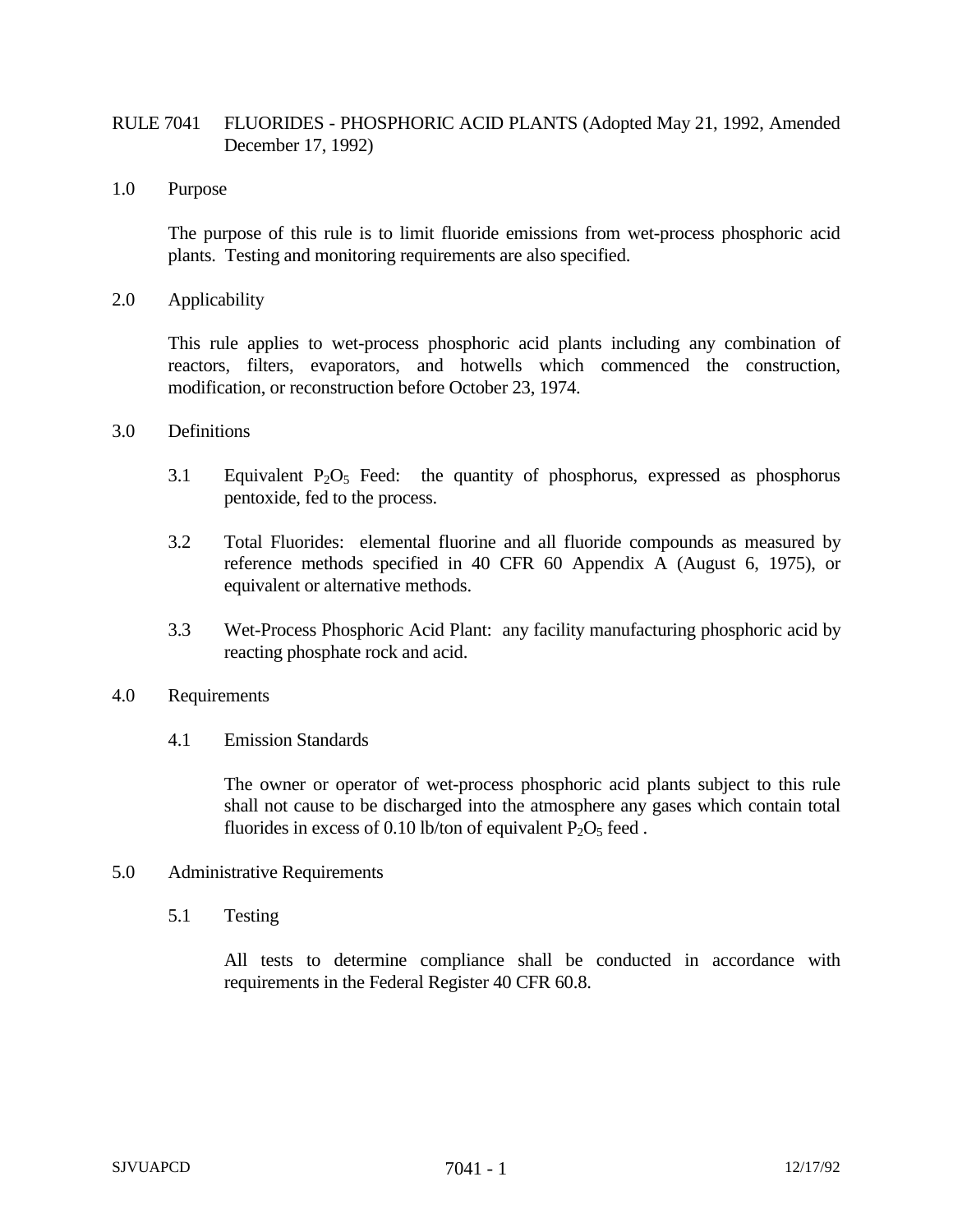# RULE 7041 FLUORIDES - PHOSPHORIC ACID PLANTS (Adopted May 21, 1992, Amended December 17, 1992)

## 1.0 Purpose

The purpose of this rule is to limit fluoride emissions from wet-process phosphoric acid plants. Testing and monitoring requirements are also specified.

## 2.0 Applicability

This rule applies to wet-process phosphoric acid plants including any combination of reactors, filters, evaporators, and hotwells which commenced the construction, modification, or reconstruction before October 23, 1974.

## 3.0 Definitions

3.1 Equivalent $P_2O_5$ Feed: the quantity of phosphorus, expressed as phosphorus pentoxide, fed to the process.

3.2 Total Fluorides: elemental fluorine and all fluoride compounds as measured by reference methods specified in 40 CFR 60 Appendix A (August 6, 1975), or equivalent or alternative methods.

3.3 Wet-Process Phosphoric Acid Plant: any facility manufacturing phosphoric acid by reacting phosphate rock and acid.

## 4.0 Requirements

### 4.1 Emission Standards

The owner or operator of wet-process phosphoric acid plants subject to this rule shall not cause to be discharged into the atmosphere any gases which contain total fluorides in excess of 0.10 lb/ton of equivalent $P_2O_5$ feed .

## 5.0 Administrative Requirements

### 5.1 Testing

All tests to determine compliance shall be conducted in accordance with requirements in the Federal Register 40 CFR 60.8.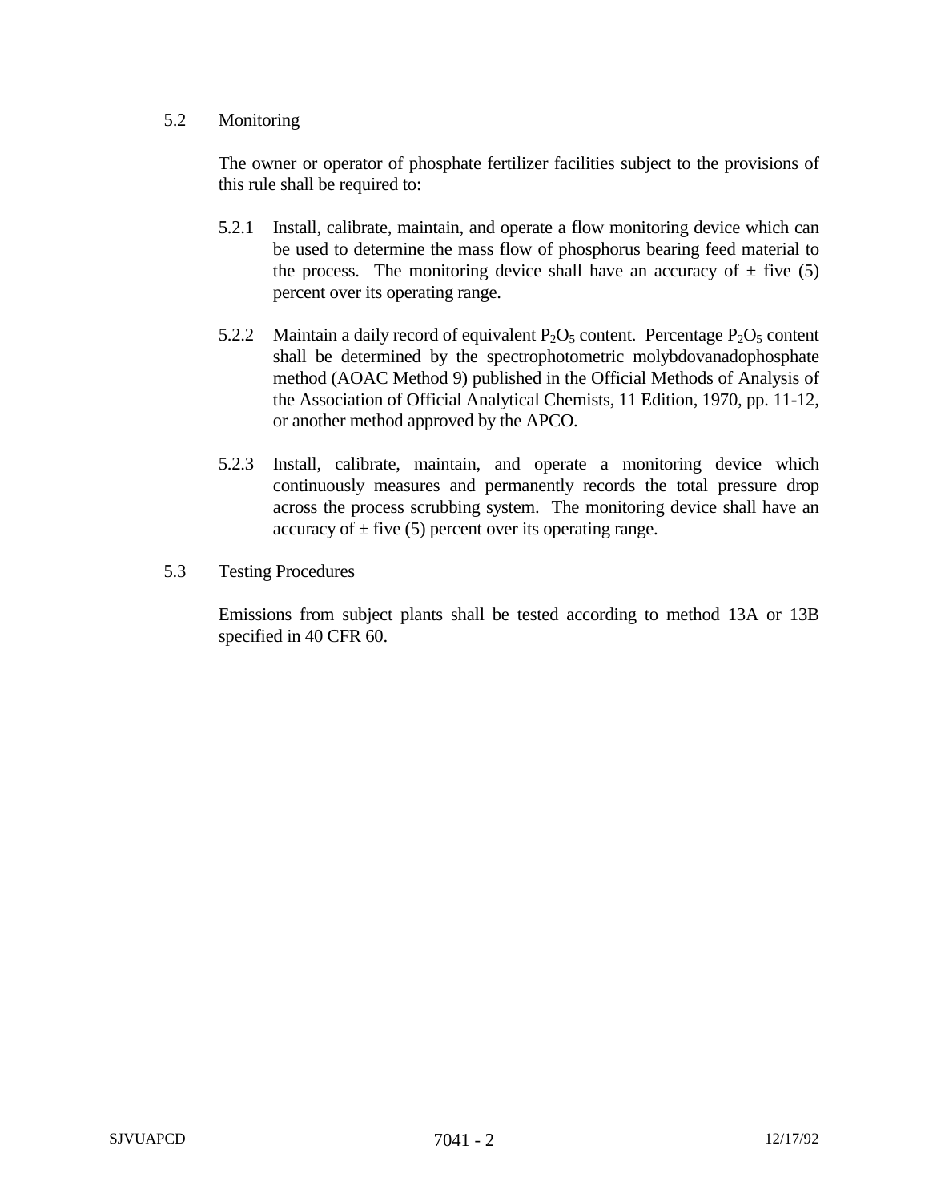## 5.2 Monitoring

The owner or operator of phosphate fertilizer facilities subject to the provisions of this rule shall be required to:

5.2.1 Install, calibrate, maintain, and operate a flow monitoring device which can be used to determine the mass flow of phosphorus bearing feed material to the process. The monitoring device shall have an accuracy of ± five (5) percent over its operating range.

5.2.2 Maintain a daily record of equivalent $P_2O_5$ content. Percentage $P_2O_5$ content shall be determined by the spectrophotometric molybdovanadophosphate method (AOAC Method 9) published in the Official Methods of Analysis of the Association of Official Analytical Chemists, 11 Edition, 1970, pp. 11-12, or another method approved by the APCO.

5.2.3 Install, calibrate, maintain, and operate a monitoring device which continuously measures and permanently records the total pressure drop across the process scrubbing system. The monitoring device shall have an accuracy of ± five (5) percent over its operating range.

## 5.3 Testing Procedures

Emissions from subject plants shall be tested according to method 13A or 13B specified in 40 CFR 60.